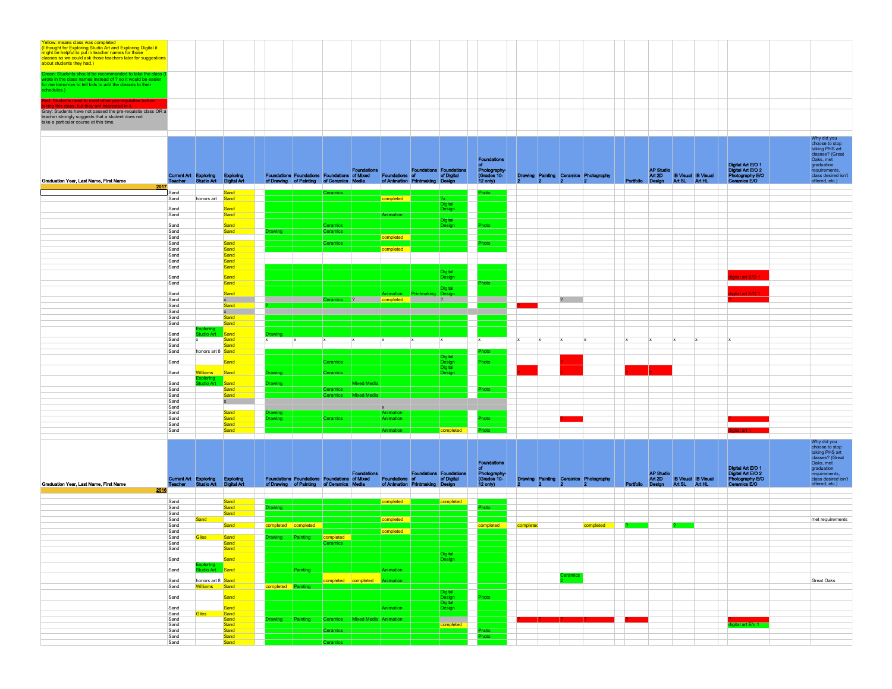Yellow: means class was completed (I thought for Exploring Studio Art and Exploring Digital it might be helpful to put in teacher names for those classes so we could ask those teachers later for suggestions about students they had.)

Green: Students should be recommended to take the class (I wrote in the class names instead of ? so it would be easier for me tomorrow to tell kids to add the classes to their schedules.)

Red: Students need to meet other pre-requisites before taking this class, but they are interested in it.

Gray: Students have not passed the pre-requisite class OR a teacher strongly suggests that a student does not take a particular course at this time.

| Graduation Year, Last Name, First Name | Current Art Teacher | Exploring Studio Art | Exploring Digital Art | Foundations of Drawing | Foundations of Painting | Foundations of Ceramics | Foundations of Mixed Media | Foundations of Animation | Foundations of Printmaking | Foundations of Digital Design | Foundations of Photography- (Grades 10-12 only) | Drawing 2 | Painting 2 | Ceramics 2 | Photography 2 | Portfolio | AP Studio Art 2D Design | IB Visual Art SL | IB Visual Art HL | Digital Art E/O 1 Digital Art E/O 2 Photography E/O Ceramics E/O | Why did you choose to stop taking PHS art classes? (Great Oaks, met graduation requirements, class desired isn't offered, etc.) |
|---|---|---|---|---|---|---|---|---|---|---|---|---|---|---|---|---|---|---|---|---|---|
| 2017 | | | | | | | | | | | | | | | | | | | | | |
| | Sand | | Sand | | | Ceramics | | | | | Photo | | | | | | | | | | |
| | Sand | honors art | Sand | | | | | completed | | ?x Digital Design | | | | | | | | | | | |
| | Sand | | Sand | | | | | | | Digital Design | | | | | | | | | | | |
| | Sand | | Sand | | | | | Animation | | | | | | | | | | | | | |
| | Sand | | Sand | | | Ceramics | | | | Digital Design | Photo | | | | | | | | | | |
| | Sand | | Sand | Drawing | | Ceramics | | | | | | | | | | | | | | | |
| | Sand | | | | | | | completed | | | | | | | | | | | | | |
| | Sand | | Sand | | | Ceramics | | | | | Photo | | | | | | | | | | |
| | Sand | | Sand | | | | | completed | | | | | | | | | | | | | |
| | Sand | | Sand | | | | | | | | | | | | | | | | | | |
| | Sand | | Sand | | | | | | | | | | | | | | | | | | |
| | Sand | | Sand | | | | | | | | | | | | | | | | | | |
| | Sand | | Sand | | | | | | | Digital Design | | | | | | | | | | digital art E/O 1 | |
| | Sand | | Sand | | | | | | | | Photo | | | | | | | | | | |
| | Sand | | Sand | | | | | Animation | Printmaking | Digital Design | | | | | | | | | | digital art E/O 1 | |
| | Sand | | x | | | Ceramics | ? | completed | | ? | | | | ? | | | | | | ? | |
| | Sand | | Sand | ? | | | | | | | | ? | | | | | | | | | |
| | Sand | | x | | | | | | | | | | | | | | | | | | |
| | Sand | | Sand | | | | | | | | | | | | | | | | | | |
| | Sand | | Sand | | | | | | | | | | | | | | | | | | |
| | Sand | Exploring Studio Art | Sand | Drawing | | | | | | | | | | | | | | | | | |
| | Sand | x | Sand | x | x | x | x | x | x | x | x | x | x | x | x | x | x | x | x | x | |
| | Sand | | Sand | | | | | | | | | | | | | | | | | | |
| | Sand | honors art 8 | Sand | | | | | | | | Photo | | | | | | | | | | |
| | Sand | | Sand | | | Ceramics | | | | Digital Design | Photo | | | | | | | | | | |
| | Sand | Williams | Sand | Drawing | | Ceramics | | | | Digital Design | | ? | | ? | | ? | ? | | | | |
| | Sand | Exploring Studio Art | Sand | Drawing | | | Mixed Media | | | | | | | | | | | | | | |
| | Sand | | Sand | | | Ceramics | | | | | Photo | | | | | | | | | | |
| | Sand | | Sand | | | Ceramics | Mixed Media | | | | | | | | | | | | | | |
| | Sand | | x | | | | | | | | | | | | | | | | | | |
| | Sand | | | | | | | x | | | | | | | | | | | | | |
| | Sand | | Sand | Drawing | | | | Animation | | | | | | | | | | | | | |
| | Sand | | Sand | Drawing | | Ceramics | | Animation | | | Photo | | | ? | | | | | | ? | |
| | Sand | | Sand | | | | | | | | | | | | | | | | | | |
| | Sand | | Sand | | | | | Animation | | completed | Photo | | | | | | | | | digital art ? | |

| Graduation Year, Last Name, First Name | Current Art Teacher | Exploring Studio Art | Exploring Digital Art | Foundations of Drawing | Foundations of Painting | Foundations of Ceramics | Foundations of Mixed Media | Foundations of Animation | Foundations of Printmaking | Foundations of Digital Design | Foundations of Photography- (Grades 10-12 only) | Drawing 2 | Painting 2 | Ceramics 2 | Photography 2 | Portfolio | AP Studio Art 2D Design | IB Visual Art SL | IB Visual Art HL | Digital Art E/O 1 Digital Art E/O 2 Photography E/O Ceramics E/O | Why did you choose to stop taking PHS art classes? (Great Oaks, met graduation requirements, class desired isn't offered, etc.) |
|---|---|---|---|---|---|---|---|---|---|---|---|---|---|---|---|---|---|---|---|---|---|
| 2016 | | | | | | | | | | | | | | | | | | | | | |
| | Sand | | Sand | | | | | completed | | completed | | | | | | | | | | | |
| | Sand | | Sand | Drawing | | | | | | | Photo | | | | | | | | | | |
| | Sand | | Sand | | | | | | | | | | | | | | | | | | |
| | Sand | Sand | | | | | | completed | | | | | | | | | | | | | |
| | Sand | | Sand | completed | completed | | | | | | completed | completed | | | completed | ? | | ? | | | met requirements |
| | Sand | | Sand | | | | | completed | | | | | | | | | | | | | |
| | Sand | Giles | Sand | Drawing | Painting | completed | | | | | | | | | | | | | | | |
| | Sand | | Sand | | | Ceramics | | | | | | | | | | | | | | | |
| | Sand | | Sand | | | | | | | | | | | | | | | | | | |
| | Sand | | Sand | | | | | | | Digital Design | | | | | | | | | | | |
| | Sand | Exploring Studio Art | Sand | | Painting | | | Animation | | | | | | | | | | | | | |
| | Sand | honors art 8 | Sand | | | completed | completed | Animation | | | | | | Ceramics 2 | | | | | | | Great Oaks |
| | Sand | Williams | Sand | completed | Painting | | | | | | | | | | | | | | | | |
| | Sand | | Sand | | | | | | | Digital Design | Photo | | | | | | | | | | |
| | Sand | | Sand | | | | | Animation | | Digital Design | | | | | | | | | | | |
| | Sand | Giles | Sand | | | | | | | | | | | | | | | | | | |
| | Sand | | Sand | Drawing | Painting | Ceramics | Mixed Media | Animation | | | | ? | ? | ? | ? | ? | | | | ? | |
| | Sand | | Sand | | | | | | | completed | | | | | | | | | | digital art E/o 1 | |
| | Sand | | Sand | | | Ceramics | | | | | Photo | | | | | | | | | | |
| | Sand | | Sand | | | | | | | | Photo | | | | | | | | | | |
| | Sand | | Sand | | | Ceramics | | | | | | | | | | | | | | | |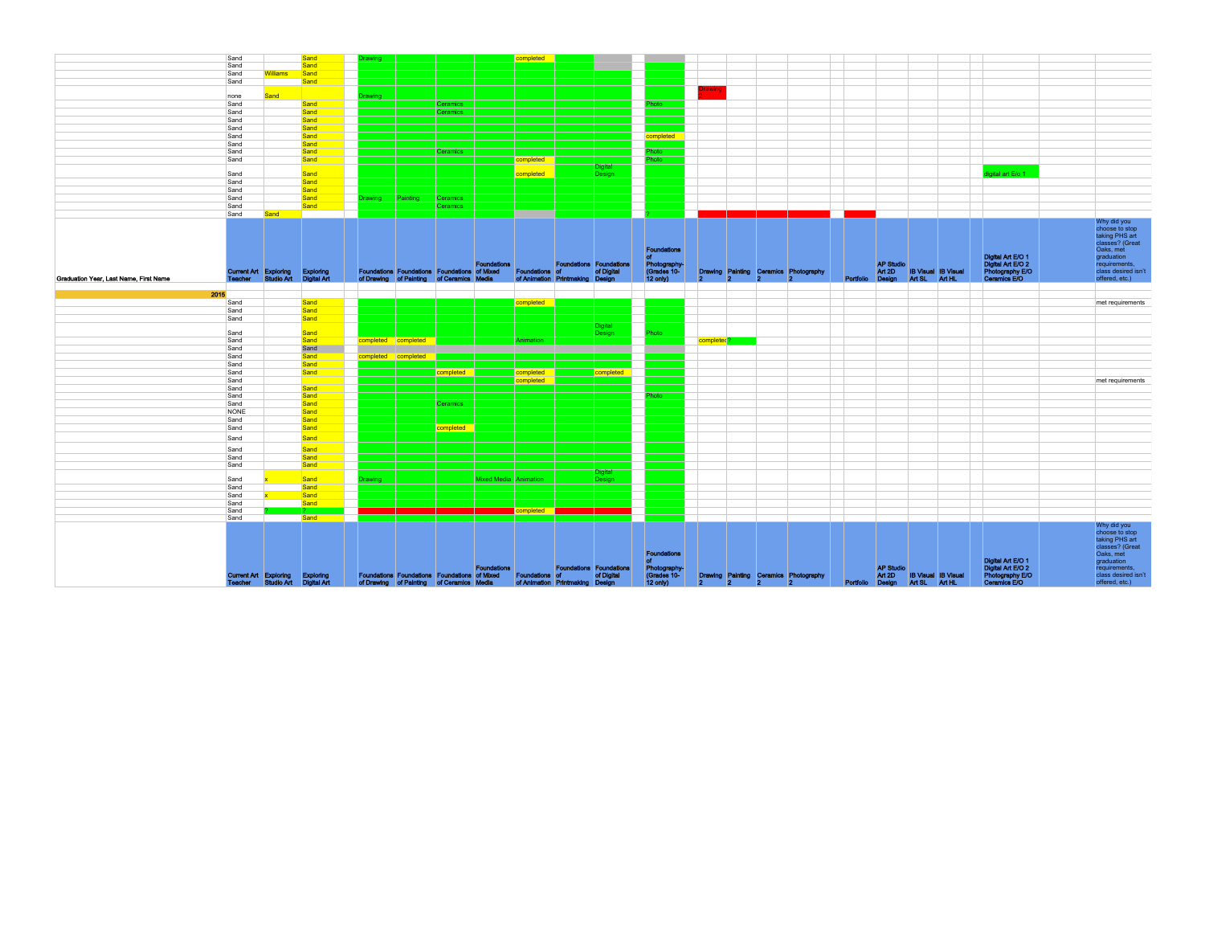| Graduation Year, Last Name, First Name | Current Art Teacher | Exploring Studio Art | Exploring Digital Art | Foundations of Drawing | Foundations of Painting | Foundations of Ceramics | Foundations of Mixed Media | Foundations of Animation | Foundations of Printmaking | Foundations of Digital Design | Foundations of Photography- (Grades 10-12 only) | Drawing 2 | Painting 2 | Ceramics 2 | Photography 2 | Portfolio | AP Studio Art 2D Design | IB Visual Art SL | IB Visual Art HL | Digital Art E/O 1 Digital Art E/O 2 Photography E/O Ceramics E/O | Why did you choose to stop taking PHS art classes? (Great Oaks, met graduation requirements, class desired isn't offered, etc.) |
|---|---|---|---|---|---|---|---|---|---|---|---|---|---|---|---|---|---|---|---|---|---|
| | Sand | | Sand | Drawing | | | | completed | | | | | | | | | | | | | |
| | Sand | | Sand | | | | | | | | | | | | | | | | | | |
| | Sand | Williams | Sand | | | | | | | | | | | | | | | | | | |
| | Sand | | Sand | | | | | | | | | | | | | | | | | | |
| | none | Sand | | Drawing | | | | | | | | Drawing 2 | | | | | | | | | |
| | Sand | | Sand | | | Ceramics | | | | | Photo | | | | | | | | | | |
| | Sand | | Sand | | | Ceramics | | | | | | | | | | | | | | | |
| | Sand | | Sand | | | | | | | | | | | | | | | | | | |
| | Sand | | Sand | | | | | | | | | | | | | | | | | | |
| | Sand | | Sand | | | | | | | | completed | | | | | | | | | | |
| | Sand | | Sand | | | | | | | | | | | | | | | | | | |
| | Sand | | Sand | | | Ceramics | | | | | Photo | | | | | | | | | | |
| | Sand | | Sand | | | | | completed | | | Photo | | | | | | | | | | |
| | Sand | | Sand | | | | | completed | | Digital Design | | | | | | | | | | digital art E/o 1 | |
| | Sand | | Sand | | | | | | | | | | | | | | | | | | |
| | Sand | | Sand | | | | | | | | | | | | | | | | | | |
| | Sand | | Sand | Drawing | Painting | Ceramics | | | | | | | | | | | | | | | |
| | Sand | | Sand | | | Ceramics | | | | | | | | | | | | | | | |
| | Sand | Sand | | | | | | | | | ? | | | | | | | | | | |

| Graduation Year, Last Name, First Name | Current Art Teacher | Exploring Studio Art | Exploring Digital Art | Foundations of Drawing | Foundations of Painting | Foundations of Ceramics | Foundations of Mixed Media | Foundations of Animation | Foundations of Printmaking | Foundations of Digital Design | Foundations of Photography- (Grades 10-12 only) | Drawing 2 | Painting 2 | Ceramics 2 | Photography 2 | Portfolio | AP Studio Art 2D Design | IB Visual Art SL | IB Visual Art HL | Digital Art E/O 1 Digital Art E/O 2 Photography E/O Ceramics E/O | Why did you choose to stop taking PHS art classes? (Great Oaks, met graduation requirements, class desired isn't offered, etc.) |
|---|---|---|---|---|---|---|---|---|---|---|---|---|---|---|---|---|---|---|---|---|---|
| 2015 | | | | | | | | | | | | | | | | | | | | | |
| | Sand | | Sand | | | | | completed | | | | | | | | | | | | | met requirements |
| | Sand | | Sand | | | | | | | | | | | | | | | | | | |
| | Sand | | Sand | | | | | | | | | | | | | | | | | | |
| | Sand | | Sand | | | | | | | Digital Design | Photo | | | | | | | | | | |
| | Sand | | Sand | completed | completed | | | Animation | | | | completed | ? | | | | | | | | |
| | Sand | | Sand | | | | | | | | | | | | | | | | | | |
| | Sand | | Sand | completed | completed | | | | | | | | | | | | | | | | |
| | Sand | | Sand | | | | | | | | | | | | | | | | | | |
| | Sand | | Sand | | | completed | | completed | | completed | | | | | | | | | | | |
| | Sand | | | | | | | completed | | | | | | | | | | | | | met requirements |
| | Sand | | Sand | | | | | | | | | | | | | | | | | | |
| | Sand | | Sand | | | | | | | | Photo | | | | | | | | | | |
| | Sand | | Sand | | | Ceramics | | | | | | | | | | | | | | | |
| | NONE | | Sand | | | | | | | | | | | | | | | | | | |
| | Sand | | Sand | | | | | | | | | | | | | | | | | | |
| | Sand | | Sand | | | completed | | | | | | | | | | | | | | | |
| | Sand | | Sand | | | | | | | | | | | | | | | | | | |
| | Sand | | Sand | | | | | | | | | | | | | | | | | | |
| | Sand | | Sand | | | | | | | | | | | | | | | | | | |
| | Sand | | Sand | | | | | | | | | | | | | | | | | | |
| | Sand | x | Sand | Drawing | | | Mixed Media | Animation | | Digital Design | | | | | | | | | | | |
| | Sand | | Sand | | | | | | | | | | | | | | | | | | |
| | Sand | x | Sand | | | | | | | | | | | | | | | | | | |
| | Sand | | Sand | | | | | | | | | | | | | | | | | | |
| | Sand | ? | ? | | | | | completed | | | | | | | | | | | | | |
| | Sand | | Sand | | | | | | | | | | | | | | | | | | |